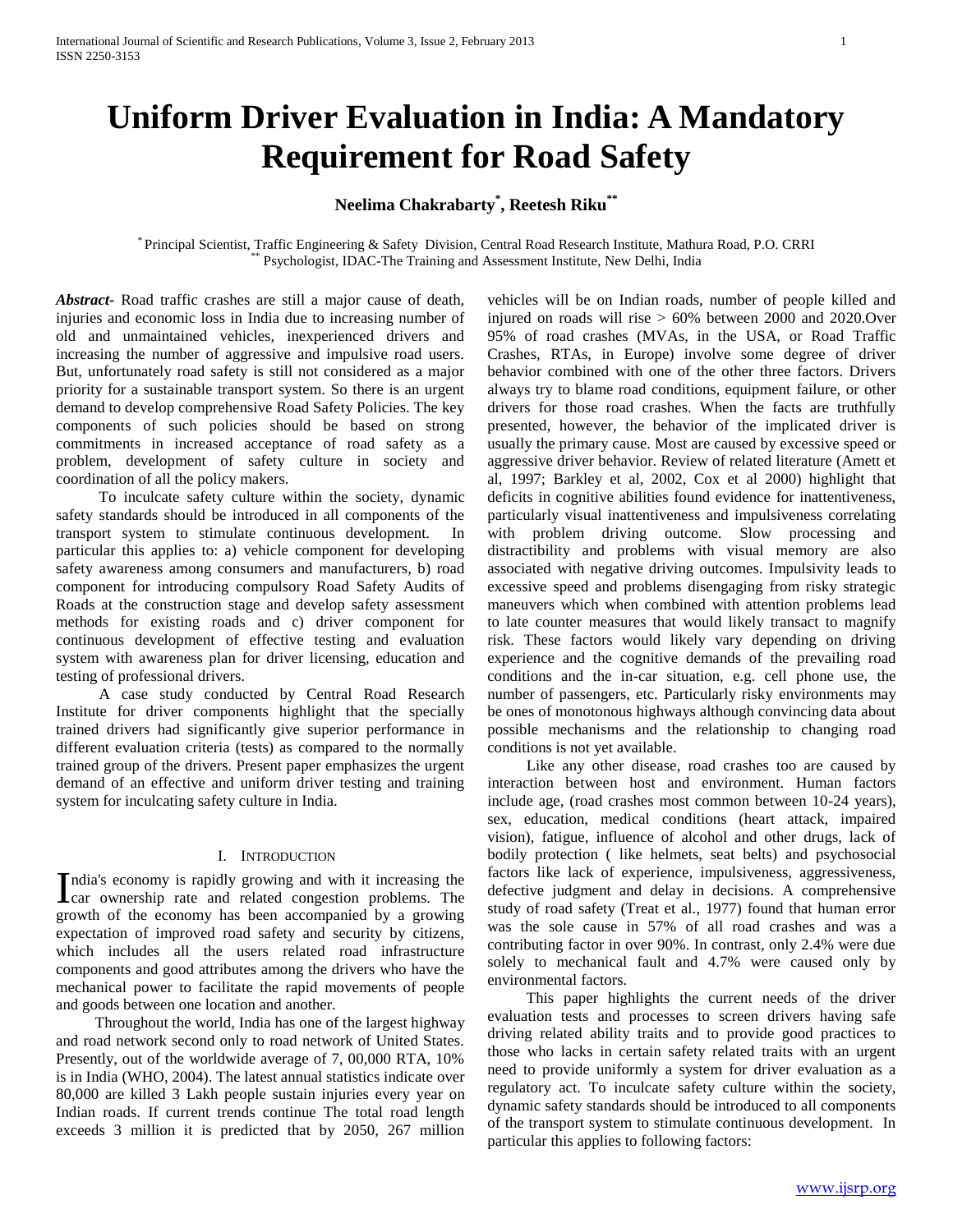# Uniform Driver Evaluation in India: A Mandatory Requirement for Road Safety

**Neelima Chakrabarty[*], Reetesh Riku[**]**

[*] Principal Scientist, Traffic Engineering & Safety Division, Central Road Research Institute, Mathura Road, P.O. CRRI
[**] Psychologist, IDAC-The Training and Assessment Institute, New Delhi, India

***Abstract***- Road traffic crashes are still a major cause of death, injuries and economic loss in India due to increasing number of old and unmaintained vehicles, inexperienced drivers and increasing the number of aggressive and impulsive road users. But, unfortunately road safety is still not considered as a major priority for a sustainable transport system. So there is an urgent demand to develop comprehensive Road Safety Policies. The key components of such policies should be based on strong commitments in increased acceptance of road safety as a problem, development of safety culture in society and coordination of all the policy makers.

To inculcate safety culture within the society, dynamic safety standards should be introduced in all components of the transport system to stimulate continuous development. In particular this applies to: a) vehicle component for developing safety awareness among consumers and manufacturers, b) road component for introducing compulsory Road Safety Audits of Roads at the construction stage and develop safety assessment methods for existing roads and c) driver component for continuous development of effective testing and evaluation system with awareness plan for driver licensing, education and testing of professional drivers.

A case study conducted by Central Road Research Institute for driver components highlight that the specially trained drivers had significantly give superior performance in different evaluation criteria (tests) as compared to the normally trained group of the drivers. Present paper emphasizes the urgent demand of an effective and uniform driver testing and training system for inculcating safety culture in India.

## I. Introduction

India's economy is rapidly growing and with it increasing the car ownership rate and related congestion problems. The growth of the economy has been accompanied by a growing expectation of improved road safety and security by citizens, which includes all the users related road infrastructure components and good attributes among the drivers who have the mechanical power to facilitate the rapid movements of people and goods between one location and another.

Throughout the world, India has one of the largest highway and road network second only to road network of United States. Presently, out of the worldwide average of 7, 00,000 RTA, 10% is in India (WHO, 2004). The latest annual statistics indicate over 80,000 are killed 3 Lakh people sustain injuries every year on Indian roads. If current trends continue The total road length exceeds 3 million it is predicted that by 2050, 267 million vehicles will be on Indian roads, number of people killed and injured on roads will rise > 60% between 2000 and 2020.Over 95% of road crashes (MVAs, in the USA, or Road Traffic Crashes, RTAs, in Europe) involve some degree of driver behavior combined with one of the other three factors. Drivers always try to blame road conditions, equipment failure, or other drivers for those road crashes. When the facts are truthfully presented, however, the behavior of the implicated driver is usually the primary cause. Most are caused by excessive speed or aggressive driver behavior. Review of related literature (Amett et al, 1997; Barkley et al, 2002, Cox et al 2000) highlight that deficits in cognitive abilities found evidence for inattentiveness, particularly visual inattentiveness and impulsiveness correlating with problem driving outcome. Slow processing and distractibility and problems with visual memory are also associated with negative driving outcomes. Impulsivity leads to excessive speed and problems disengaging from risky strategic maneuvers which when combined with attention problems lead to late counter measures that would likely transact to magnify risk. These factors would likely vary depending on driving experience and the cognitive demands of the prevailing road conditions and the in-car situation, e.g. cell phone use, the number of passengers, etc. Particularly risky environments may be ones of monotonous highways although convincing data about possible mechanisms and the relationship to changing road conditions is not yet available.

Like any other disease, road crashes too are caused by interaction between host and environment. Human factors include age, (road crashes most common between 10-24 years), sex, education, medical conditions (heart attack, impaired vision), fatigue, influence of alcohol and other drugs, lack of bodily protection ( like helmets, seat belts) and psychosocial factors like lack of experience, impulsiveness, aggressiveness, defective judgment and delay in decisions. A comprehensive study of road safety (Treat et al., 1977) found that human error was the sole cause in 57% of all road crashes and was a contributing factor in over 90%. In contrast, only 2.4% were due solely to mechanical fault and 4.7% were caused only by environmental factors.

This paper highlights the current needs of the driver evaluation tests and processes to screen drivers having safe driving related ability traits and to provide good practices to those who lacks in certain safety related traits with an urgent need to provide uniformly a system for driver evaluation as a regulatory act. To inculcate safety culture within the society, dynamic safety standards should be introduced to all components of the transport system to stimulate continuous development. In particular this applies to following factors: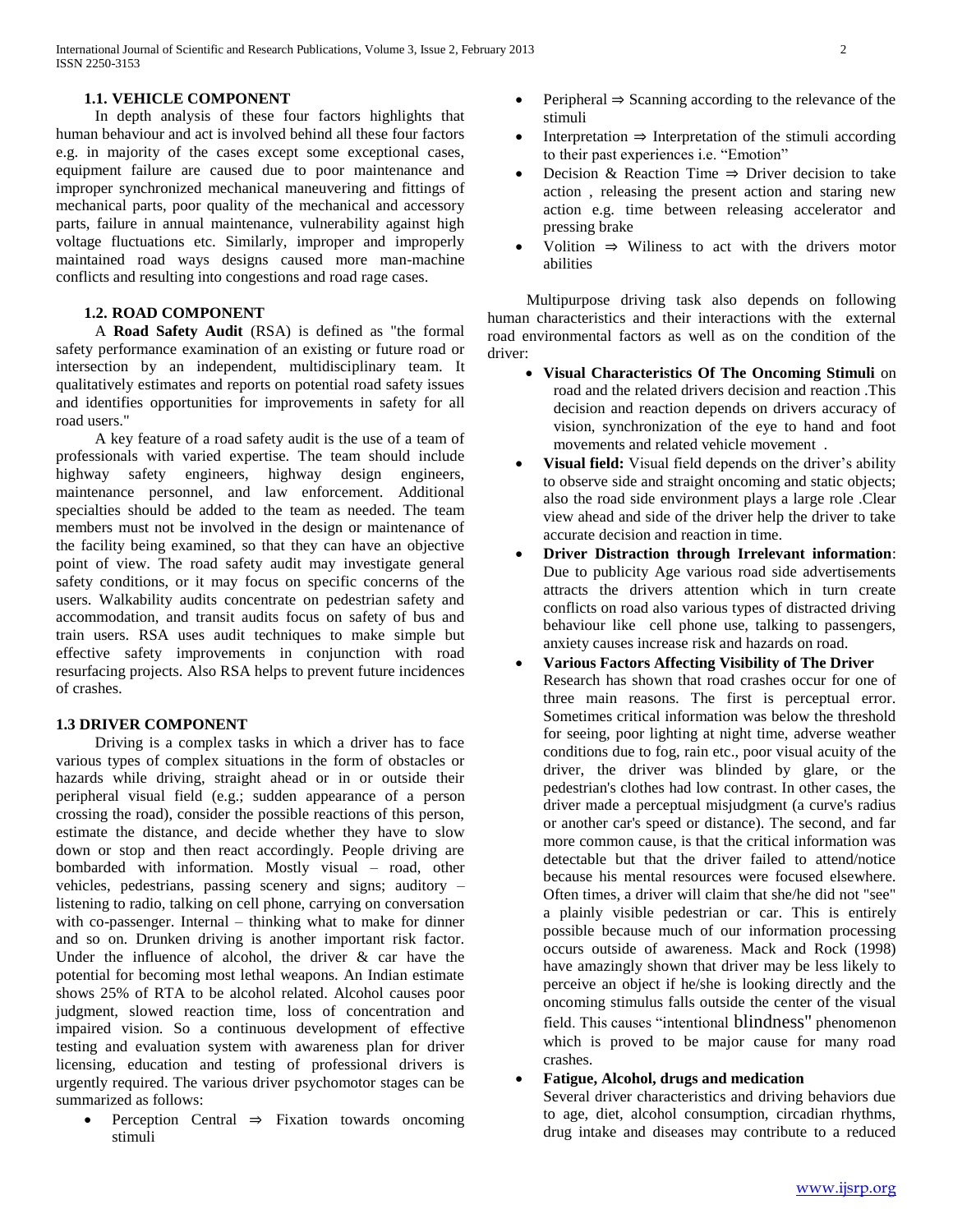### 1.1. VEHICLE COMPONENT

In depth analysis of these four factors highlights that human behaviour and act is involved behind all these four factors e.g. in majority of the cases except some exceptional cases, equipment failure are caused due to poor maintenance and improper synchronized mechanical maneuvering and fittings of mechanical parts, poor quality of the mechanical and accessory parts, failure in annual maintenance, vulnerability against high voltage fluctuations etc. Similarly, improper and improperly maintained road ways designs caused more man-machine conflicts and resulting into congestions and road rage cases.

### 1.2. ROAD COMPONENT

A **Road Safety Audit** (RSA) is defined as "the formal safety performance examination of an existing or future road or intersection by an independent, multidisciplinary team. It qualitatively estimates and reports on potential road safety issues and identifies opportunities for improvements in safety for all road users."

A key feature of a road safety audit is the use of a team of professionals with varied expertise. The team should include highway safety engineers, highway design engineers, maintenance personnel, and law enforcement. Additional specialties should be added to the team as needed. The team members must not be involved in the design or maintenance of the facility being examined, so that they can have an objective point of view. The road safety audit may investigate general safety conditions, or it may focus on specific concerns of the users. Walkability audits concentrate on pedestrian safety and accommodation, and transit audits focus on safety of bus and train users. RSA uses audit techniques to make simple but effective safety improvements in conjunction with road resurfacing projects. Also RSA helps to prevent future incidences of crashes.

### 1.3 DRIVER COMPONENT

Driving is a complex tasks in which a driver has to face various types of complex situations in the form of obstacles or hazards while driving, straight ahead or in or outside their peripheral visual field (e.g.; sudden appearance of a person crossing the road), consider the possible reactions of this person, estimate the distance, and decide whether they have to slow down or stop and then react accordingly. People driving are bombarded with information. Mostly visual – road, other vehicles, pedestrians, passing scenery and signs; auditory – listening to radio, talking on cell phone, carrying on conversation with co-passenger. Internal – thinking what to make for dinner and so on. Drunken driving is another important risk factor. Under the influence of alcohol, the driver & car have the potential for becoming most lethal weapons. An Indian estimate shows 25% of RTA to be alcohol related. Alcohol causes poor judgment, slowed reaction time, loss of concentration and impaired vision. So a continuous development of effective testing and evaluation system with awareness plan for driver licensing, education and testing of professional drivers is urgently required. The various driver psychomotor stages can be summarized as follows:

- Perception Central ⇒ Fixation towards oncoming stimuli
- Peripheral ⇒ Scanning according to the relevance of the stimuli
- Interpretation ⇒ Interpretation of the stimuli according to their past experiences i.e. "Emotion"
- Decision & Reaction Time ⇒ Driver decision to take action , releasing the present action and staring new action e.g. time between releasing accelerator and pressing brake
- Volition ⇒ Wiliness to act with the drivers motor abilities

Multipurpose driving task also depends on following human characteristics and their interactions with the external road environmental factors as well as on the condition of the driver:

- **Visual Characteristics Of The Oncoming Stimuli** on road and the related drivers decision and reaction .This decision and reaction depends on drivers accuracy of vision, synchronization of the eye to hand and foot movements and related vehicle movement .
- **Visual field:** Visual field depends on the driver's ability to observe side and straight oncoming and static objects; also the road side environment plays a large role .Clear view ahead and side of the driver help the driver to take accurate decision and reaction in time.
- **Driver Distraction through Irrelevant information**: Due to publicity Age various road side advertisements attracts the drivers attention which in turn create conflicts on road also various types of distracted driving behaviour like cell phone use, talking to passengers, anxiety causes increase risk and hazards on road.
- **Various Factors Affecting Visibility of The Driver**
  Research has shown that road crashes occur for one of three main reasons. The first is perceptual error. Sometimes critical information was below the threshold for seeing, poor lighting at night time, adverse weather conditions due to fog, rain etc., poor visual acuity of the driver, the driver was blinded by glare, or the pedestrian's clothes had low contrast. In other cases, the driver made a perceptual misjudgment (a curve's radius or another car's speed or distance). The second, and far more common cause, is that the critical information was detectable but that the driver failed to attend/notice because his mental resources were focused elsewhere. Often times, a driver will claim that she/he did not "see" a plainly visible pedestrian or car. This is entirely possible because much of our information processing occurs outside of awareness. Mack and Rock (1998) have amazingly shown that driver may be less likely to perceive an object if he/she is looking directly and the oncoming stimulus falls outside the center of the visual field. This causes "intentional blindness" phenomenon which is proved to be major cause for many road crashes.
- **Fatigue, Alcohol, drugs and medication**
  Several driver characteristics and driving behaviors due to age, diet, alcohol consumption, circadian rhythms, drug intake and diseases may contribute to a reduced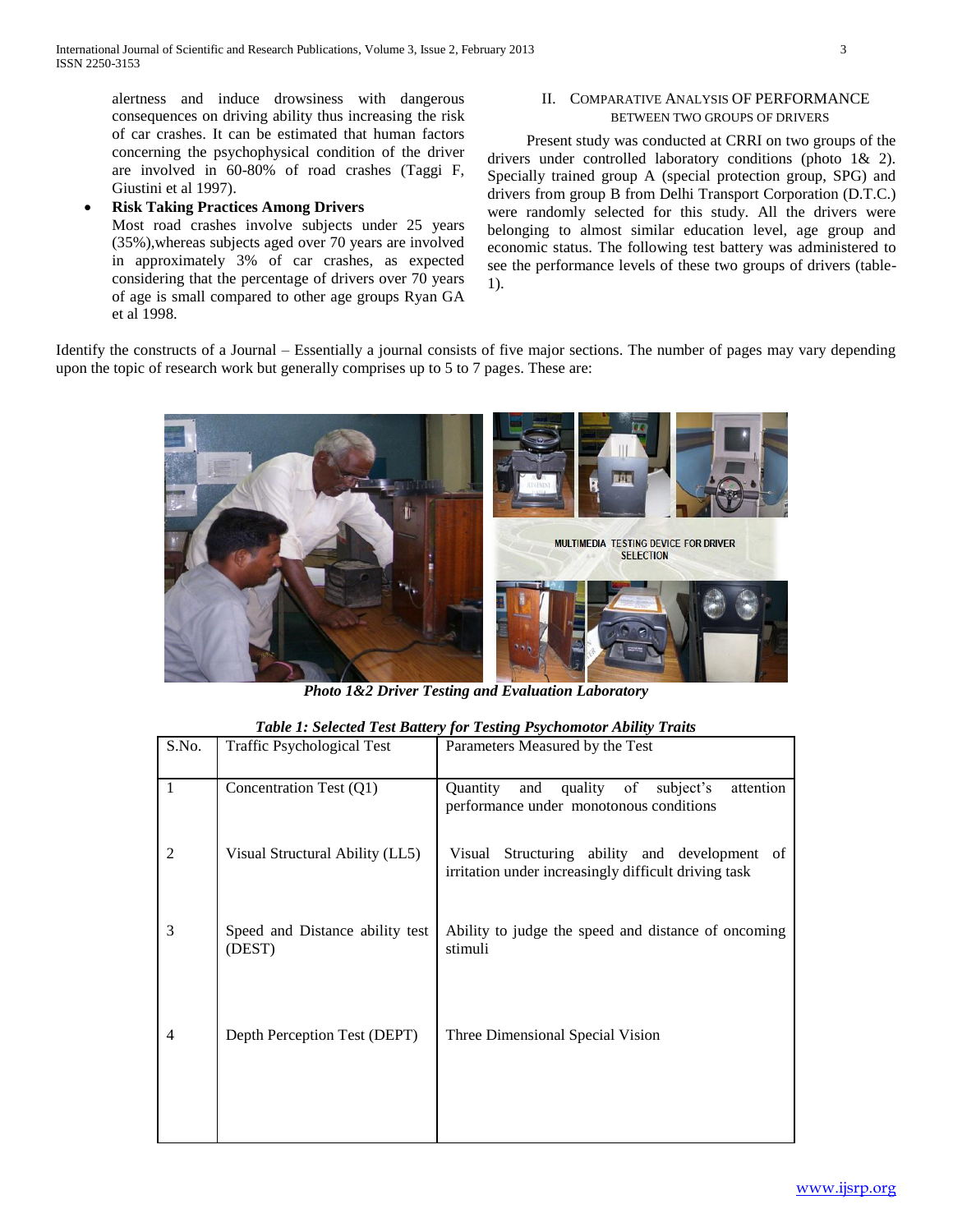alertness and induce drowsiness with dangerous consequences on driving ability thus increasing the risk of car crashes. It can be estimated that human factors concerning the psychophysical condition of the driver are involved in 60-80% of road crashes (Taggi F, Giustini et al 1997).

- **Risk Taking Practices Among Drivers**
  Most road crashes involve subjects under 25 years (35%),whereas subjects aged over 70 years are involved in approximately 3% of car crashes, as expected considering that the percentage of drivers over 70 years of age is small compared to other age groups Ryan GA et al 1998.

## II. Comparative Analysis of Performance between Two Groups of Drivers

Present study was conducted at CRRI on two groups of the drivers under controlled laboratory conditions (photo 1& 2). Specially trained group A (special protection group, SPG) and drivers from group B from Delhi Transport Corporation (D.T.C.) were randomly selected for this study. All the drivers were belonging to almost similar education level, age group and economic status. The following test battery was administered to see the performance levels of these two groups of drivers (table-1).

Identify the constructs of a Journal – Essentially a journal consists of five major sections. The number of pages may vary depending upon the topic of research work but generally comprises up to 5 to 7 pages. These are:

MULTIMEDIA TESTING DEVICE FOR DRIVER SELECTION

***Photo 1&2 Driver Testing and Evaluation Laboratory***

***Table 1: Selected Test Battery for Testing Psychomotor Ability Traits***

| S.No. | Traffic Psychological Test | Parameters Measured by the Test |
|---|---|---|
| 1 | Concentration Test (Q1) | Quantity and quality of subject's attention performance under monotonous conditions |
| 2 | Visual Structural Ability (LL5) | Visual Structuring ability and development of irritation under increasingly difficult driving task |
| 3 | Speed and Distance ability test (DEST) | Ability to judge the speed and distance of oncoming stimuli |
| 4 | Depth Perception Test (DEPT) | Three Dimensional Special Vision |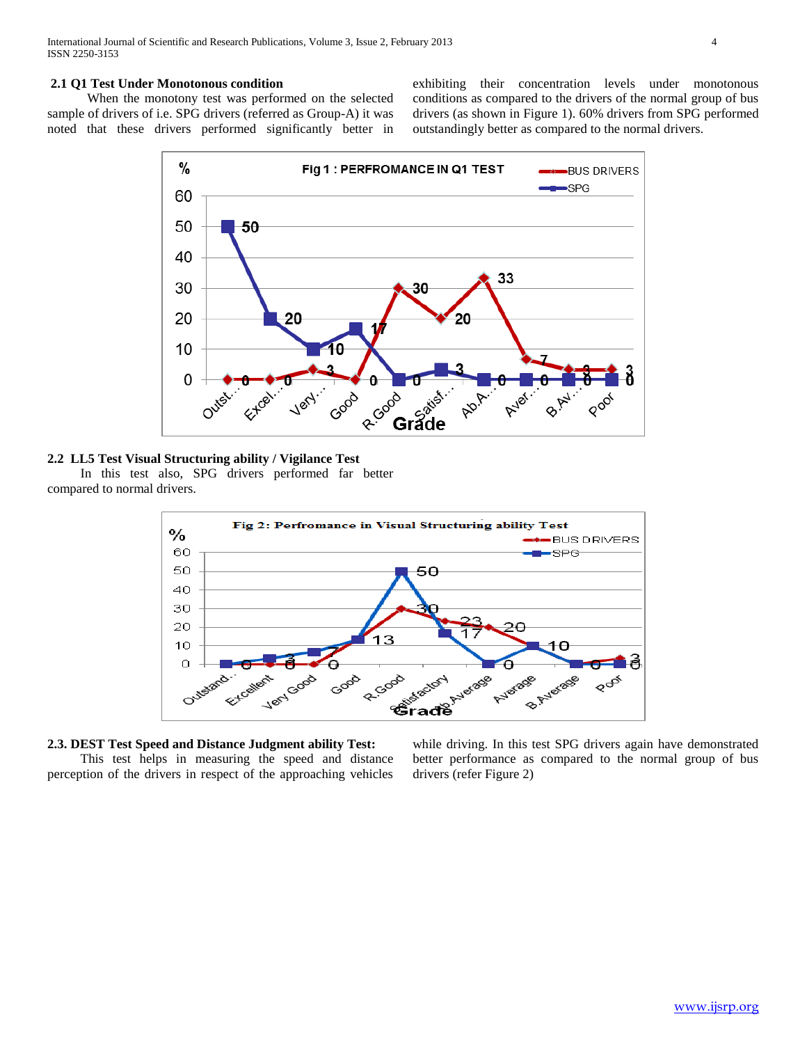### 2.1 Q1 Test Under Monotonous condition

When the monotony test was performed on the selected sample of drivers of i.e. SPG drivers (referred as Group-A) it was noted that these drivers performed significantly better in exhibiting their concentration levels under monotonous conditions as compared to the drivers of the normal group of bus drivers (as shown in Figure 1). 60% drivers from SPG performed outstandingly better as compared to the normal drivers.

### 2.2 LL5 Test Visual Structuring ability / Vigilance Test

In this test also, SPG drivers performed far better compared to normal drivers.

### 2.3. DEST Test Speed and Distance Judgment ability Test:

This test helps in measuring the speed and distance perception of the drivers in respect of the approaching vehicles while driving. In this test SPG drivers again have demonstrated better performance as compared to the normal group of bus drivers (refer Figure 2)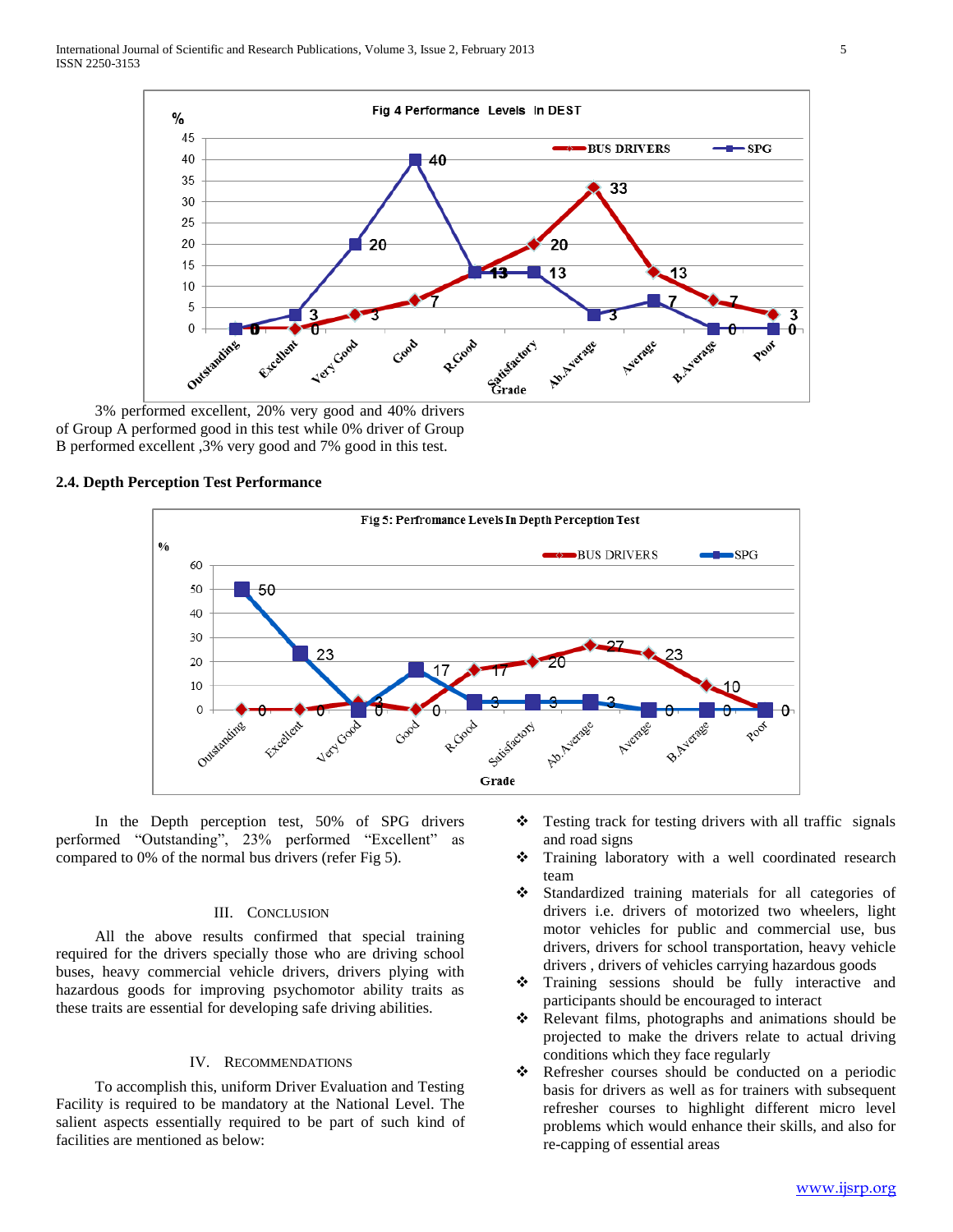Fig 4 Performance Levels In DEST

3% performed excellent, 20% very good and 40% drivers of Group A performed good in this test while 0% driver of Group B performed excellent ,3% very good and 7% good in this test.

### 2.4. Depth Perception Test Performance

Fig 5: Perfromance Levels In Depth Perception Test

In the Depth perception test, 50% of SPG drivers performed “Outstanding”, 23% performed “Excellent” as compared to 0% of the normal bus drivers (refer Fig 5).

## III. Conclusion

All the above results confirmed that special training required for the drivers specially those who are driving school buses, heavy commercial vehicle drivers, drivers plying with hazardous goods for improving psychomotor ability traits as these traits are essential for developing safe driving abilities.

## IV. Recommendations

To accomplish this, uniform Driver Evaluation and Testing Facility is required to be mandatory at the National Level. The salient aspects essentially required to be part of such kind of facilities are mentioned as below:

- Testing track for testing drivers with all traffic signals and road signs
- Training laboratory with a well coordinated research team
- Standardized training materials for all categories of drivers i.e. drivers of motorized two wheelers, light motor vehicles for public and commercial use, bus drivers, drivers for school transportation, heavy vehicle drivers , drivers of vehicles carrying hazardous goods
- Training sessions should be fully interactive and participants should be encouraged to interact
- Relevant films, photographs and animations should be projected to make the drivers relate to actual driving conditions which they face regularly
- Refresher courses should be conducted on a periodic basis for drivers as well as for trainers with subsequent refresher courses to highlight different micro level problems which would enhance their skills, and also for re-capping of essential areas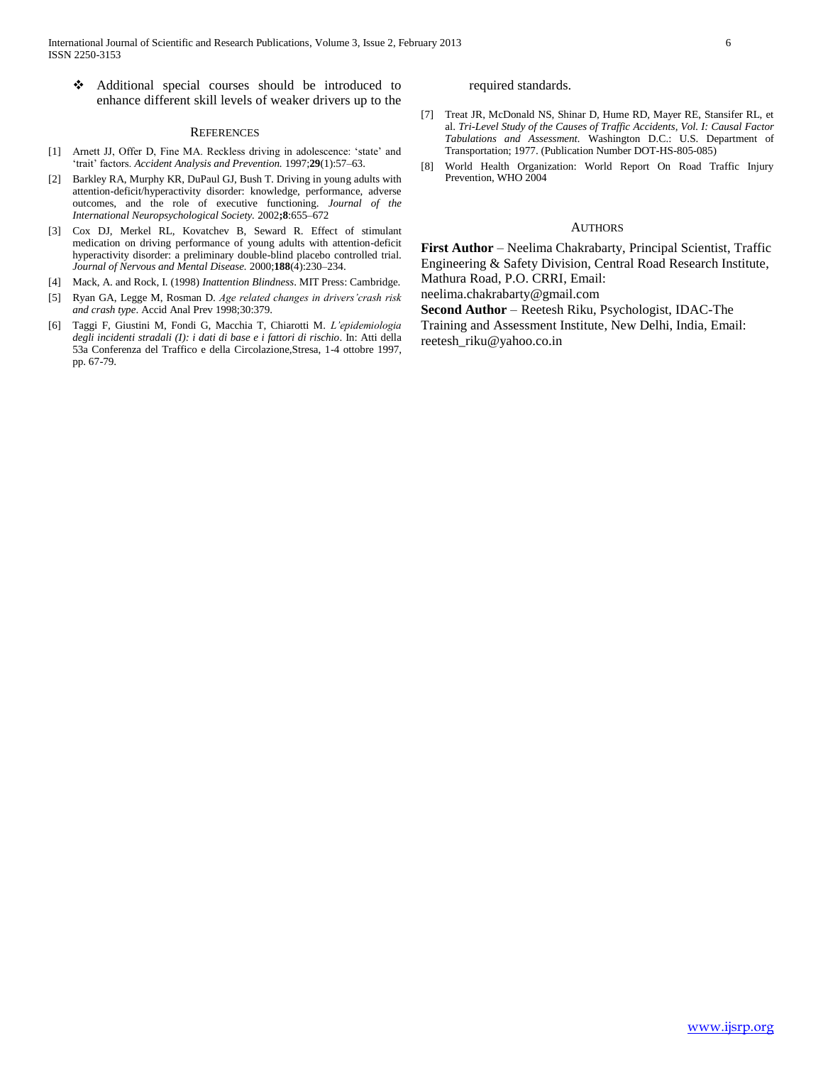- Additional special courses should be introduced to enhance different skill levels of weaker drivers up to the required standards.

## REFERENCES

[1] Arnett JJ, Offer D, Fine MA. Reckless driving in adolescence: 'state' and 'trait' factors. *Accident Analysis and Prevention.* 1997;**29**(1):57–63.

[2] Barkley RA, Murphy KR, DuPaul GJ, Bush T. Driving in young adults with attention-deficit/hyperactivity disorder: knowledge, performance, adverse outcomes, and the role of executive functioning. *Journal of the International Neuropsychological Society.* 2002**;8**:655–672

[3] Cox DJ, Merkel RL, Kovatchev B, Seward R. Effect of stimulant medication on driving performance of young adults with attention-deficit hyperactivity disorder: a preliminary double-blind placebo controlled trial. *Journal of Nervous and Mental Disease.* 2000;**188**(4):230–234.

[4] Mack, A. and Rock, I. (1998) *Inattention Blindness*. MIT Press: Cambridge.

[5] Ryan GA, Legge M, Rosman D. *Age related changes in drivers'crash risk and crash type*. Accid Anal Prev 1998;30:379.

[6] Taggi F, Giustini M, Fondi G, Macchia T, Chiarotti M. *L'epidemiologia degli incidenti stradali (I): i dati di base e i fattori di rischio*. In: Atti della 53a Conferenza del Traffico e della Circolazione,Stresa, 1-4 ottobre 1997, pp. 67-79.

[7] Treat JR, McDonald NS, Shinar D, Hume RD, Mayer RE, Stansifer RL, et al. *Tri-Level Study of the Causes of Traffic Accidents, Vol. I: Causal Factor Tabulations and Assessment*. Washington D.C.: U.S. Department of Transportation; 1977. (Publication Number DOT-HS-805-085)

[8] World Health Organization: World Report On Road Traffic Injury Prevention, WHO 2004

## AUTHORS

**First Author** – Neelima Chakrabarty, Principal Scientist, Traffic Engineering & Safety Division, Central Road Research Institute, Mathura Road, P.O. CRRI, Email: neelima.chakrabarty@gmail.com

**Second Author** – Reetesh Riku, Psychologist, IDAC-The Training and Assessment Institute, New Delhi, India, Email: reetesh_riku@yahoo.co.in